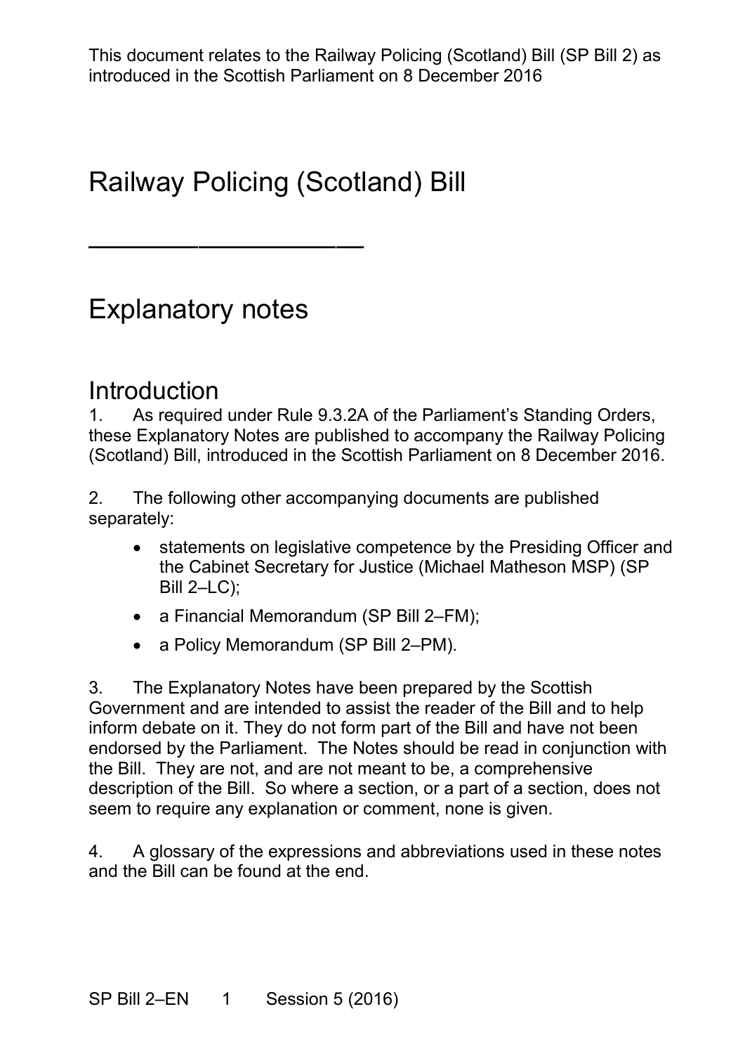This document relates to the Railway Policing (Scotland) Bill (SP Bill 2) as introduced in the Scottish Parliament on 8 December 2016

# Railway Policing (Scotland) Bill

---

# Explanatory notes

## Introduction

1. As required under Rule 9.3.2A of the Parliament's Standing Orders, these Explanatory Notes are published to accompany the Railway Policing (Scotland) Bill, introduced in the Scottish Parliament on 8 December 2016.

2. The following other accompanying documents are published separately:

- statements on legislative competence by the Presiding Officer and the Cabinet Secretary for Justice (Michael Matheson MSP) (SP Bill 2–LC);
- a Financial Memorandum (SP Bill 2–FM);
- a Policy Memorandum (SP Bill 2–PM).

3. The Explanatory Notes have been prepared by the Scottish Government and are intended to assist the reader of the Bill and to help inform debate on it. They do not form part of the Bill and have not been endorsed by the Parliament. The Notes should be read in conjunction with the Bill. They are not, and are not meant to be, a comprehensive description of the Bill. So where a section, or a part of a section, does not seem to require any explanation or comment, none is given.

4. A glossary of the expressions and abbreviations used in these notes and the Bill can be found at the end.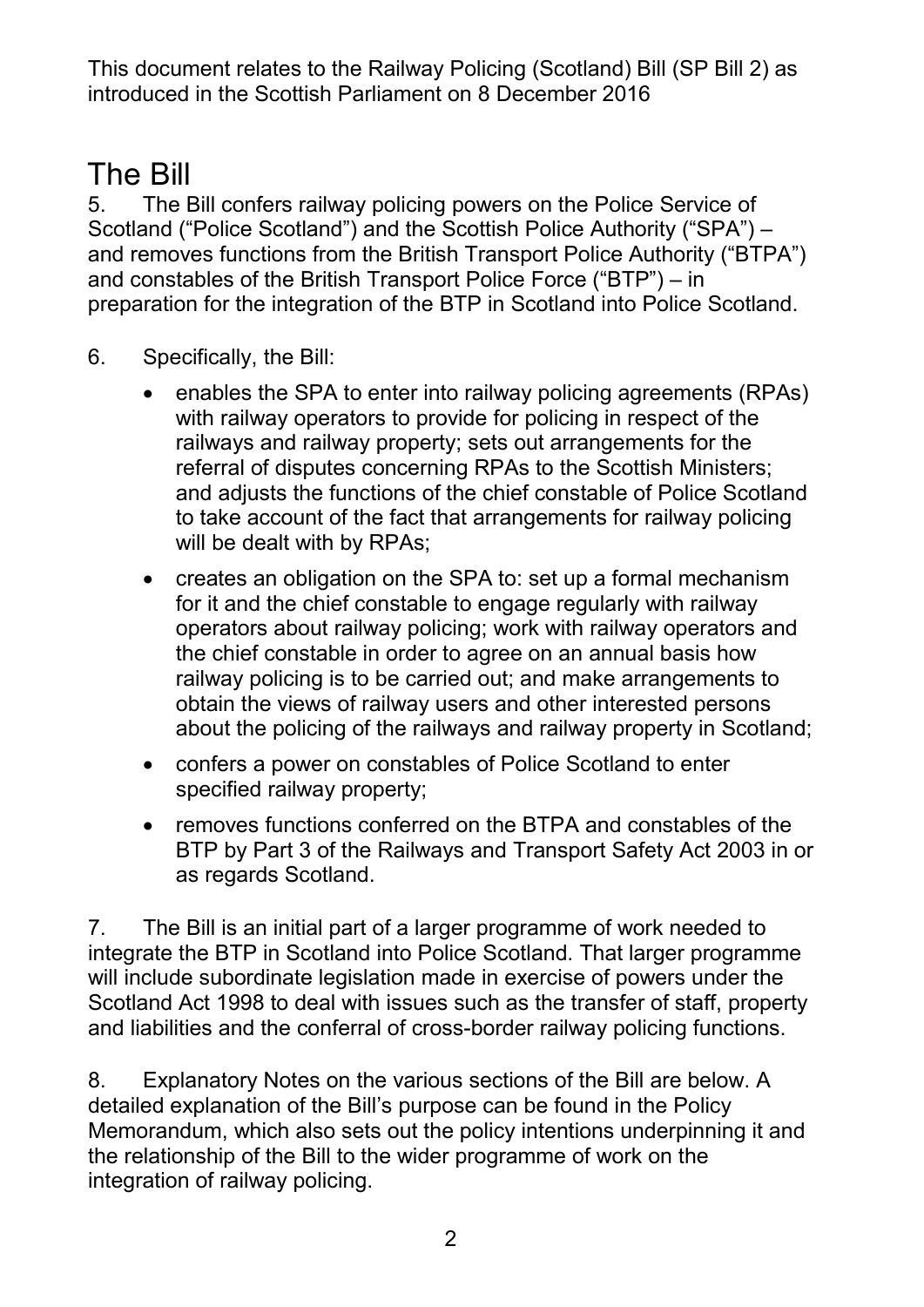This document relates to the Railway Policing (Scotland) Bill (SP Bill 2) as introduced in the Scottish Parliament on 8 December 2016

# The Bill

5. The Bill confers railway policing powers on the Police Service of Scotland ("Police Scotland") and the Scottish Police Authority ("SPA") – and removes functions from the British Transport Police Authority ("BTPA") and constables of the British Transport Police Force ("BTP") – in preparation for the integration of the BTP in Scotland into Police Scotland.

6. Specifically, the Bill:

- enables the SPA to enter into railway policing agreements (RPAs) with railway operators to provide for policing in respect of the railways and railway property; sets out arrangements for the referral of disputes concerning RPAs to the Scottish Ministers; and adjusts the functions of the chief constable of Police Scotland to take account of the fact that arrangements for railway policing will be dealt with by RPAs;
- creates an obligation on the SPA to: set up a formal mechanism for it and the chief constable to engage regularly with railway operators about railway policing; work with railway operators and the chief constable in order to agree on an annual basis how railway policing is to be carried out; and make arrangements to obtain the views of railway users and other interested persons about the policing of the railways and railway property in Scotland;
- confers a power on constables of Police Scotland to enter specified railway property;
- removes functions conferred on the BTPA and constables of the BTP by Part 3 of the Railways and Transport Safety Act 2003 in or as regards Scotland.

7. The Bill is an initial part of a larger programme of work needed to integrate the BTP in Scotland into Police Scotland. That larger programme will include subordinate legislation made in exercise of powers under the Scotland Act 1998 to deal with issues such as the transfer of staff, property and liabilities and the conferral of cross-border railway policing functions.

8. Explanatory Notes on the various sections of the Bill are below. A detailed explanation of the Bill's purpose can be found in the Policy Memorandum, which also sets out the policy intentions underpinning it and the relationship of the Bill to the wider programme of work on the integration of railway policing.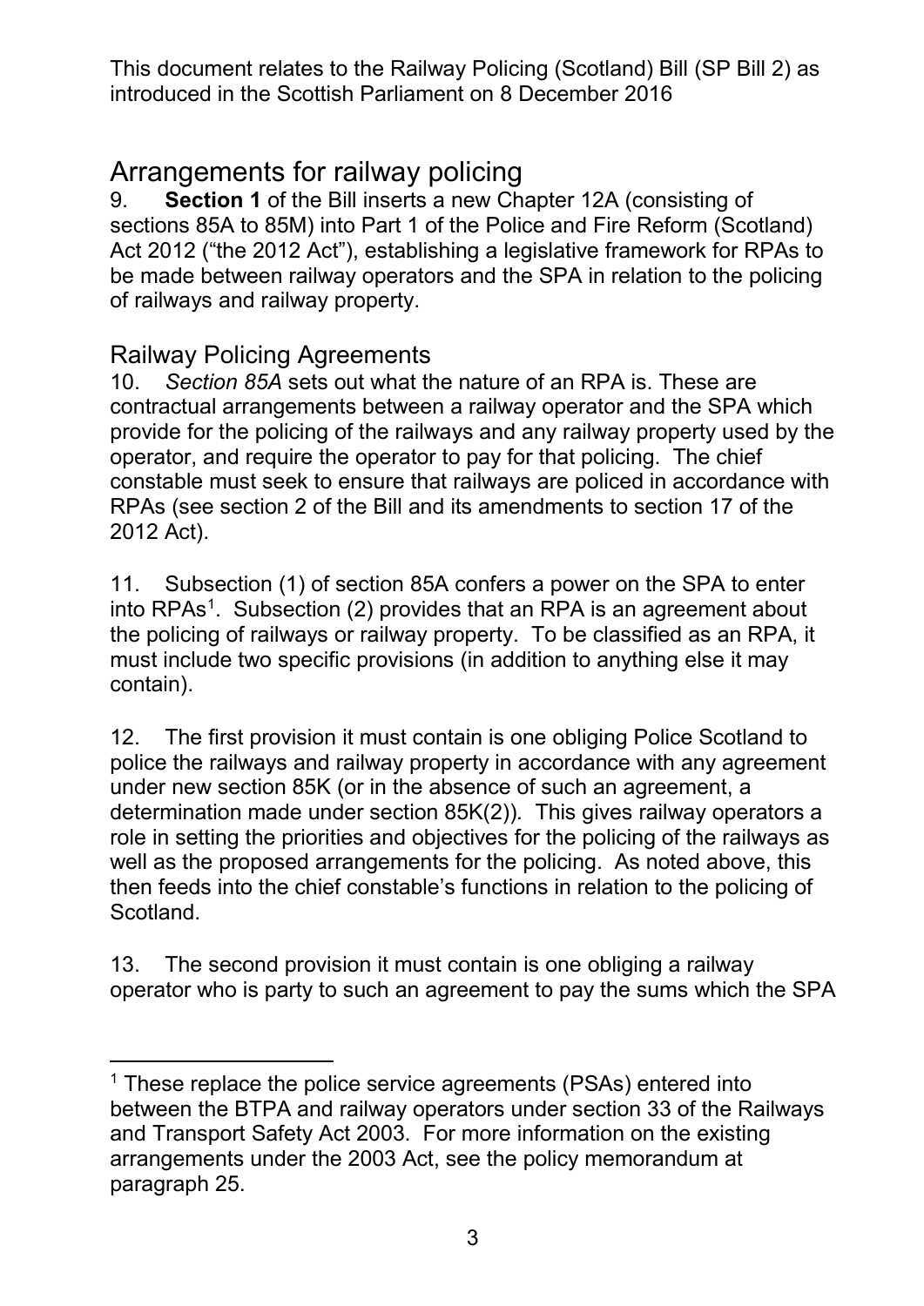This document relates to the Railway Policing (Scotland) Bill (SP Bill 2) as introduced in the Scottish Parliament on 8 December 2016

## Arrangements for railway policing

9. **Section 1** of the Bill inserts a new Chapter 12A (consisting of sections 85A to 85M) into Part 1 of the Police and Fire Reform (Scotland) Act 2012 ("the 2012 Act"), establishing a legislative framework for RPAs to be made between railway operators and the SPA in relation to the policing of railways and railway property.

### Railway Policing Agreements

10. *Section 85A* sets out what the nature of an RPA is. These are contractual arrangements between a railway operator and the SPA which provide for the policing of the railways and any railway property used by the operator, and require the operator to pay for that policing. The chief constable must seek to ensure that railways are policed in accordance with RPAs (see section 2 of the Bill and its amendments to section 17 of the 2012 Act).

11. Subsection (1) of section 85A confers a power on the SPA to enter into RPAs[1]. Subsection (2) provides that an RPA is an agreement about the policing of railways or railway property. To be classified as an RPA, it must include two specific provisions (in addition to anything else it may contain).

12. The first provision it must contain is one obliging Police Scotland to police the railways and railway property in accordance with any agreement under new section 85K (or in the absence of such an agreement, a determination made under section 85K(2)). This gives railway operators a role in setting the priorities and objectives for the policing of the railways as well as the proposed arrangements for the policing. As noted above, this then feeds into the chief constable's functions in relation to the policing of Scotland.

13. The second provision it must contain is one obliging a railway operator who is party to such an agreement to pay the sums which the SPA

[1] These replace the police service agreements (PSAs) entered into between the BTPA and railway operators under section 33 of the Railways and Transport Safety Act 2003. For more information on the existing arrangements under the 2003 Act, see the policy memorandum at paragraph 25.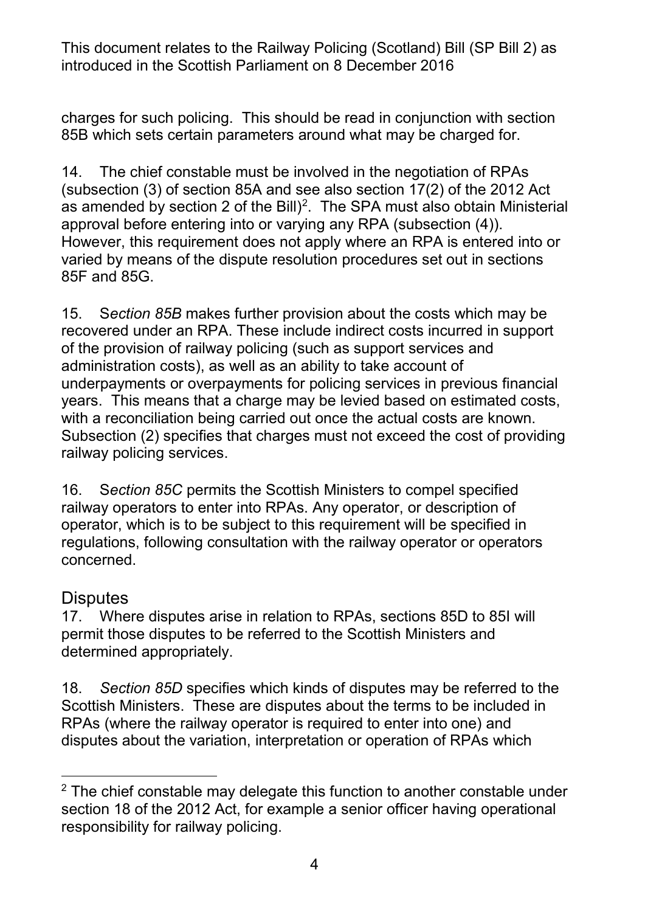charges for such policing. This should be read in conjunction with section 85B which sets certain parameters around what may be charged for.

14. The chief constable must be involved in the negotiation of RPAs (subsection (3) of section 85A and see also section 17(2) of the 2012 Act as amended by section 2 of the Bill)[2]. The SPA must also obtain Ministerial approval before entering into or varying any RPA (subsection (4)). However, this requirement does not apply where an RPA is entered into or varied by means of the dispute resolution procedures set out in sections 85F and 85G.

15. S*ection 85B* makes further provision about the costs which may be recovered under an RPA. These include indirect costs incurred in support of the provision of railway policing (such as support services and administration costs), as well as an ability to take account of underpayments or overpayments for policing services in previous financial years. This means that a charge may be levied based on estimated costs, with a reconciliation being carried out once the actual costs are known. Subsection (2) specifies that charges must not exceed the cost of providing railway policing services.

16. S*ection 85C* permits the Scottish Ministers to compel specified railway operators to enter into RPAs. Any operator, or description of operator, which is to be subject to this requirement will be specified in regulations, following consultation with the railway operator or operators concerned.

## Disputes

17. Where disputes arise in relation to RPAs, sections 85D to 85I will permit those disputes to be referred to the Scottish Ministers and determined appropriately.

18. *Section 85D* specifies which kinds of disputes may be referred to the Scottish Ministers. These are disputes about the terms to be included in RPAs (where the railway operator is required to enter into one) and disputes about the variation, interpretation or operation of RPAs which

[2] The chief constable may delegate this function to another constable under section 18 of the 2012 Act, for example a senior officer having operational responsibility for railway policing.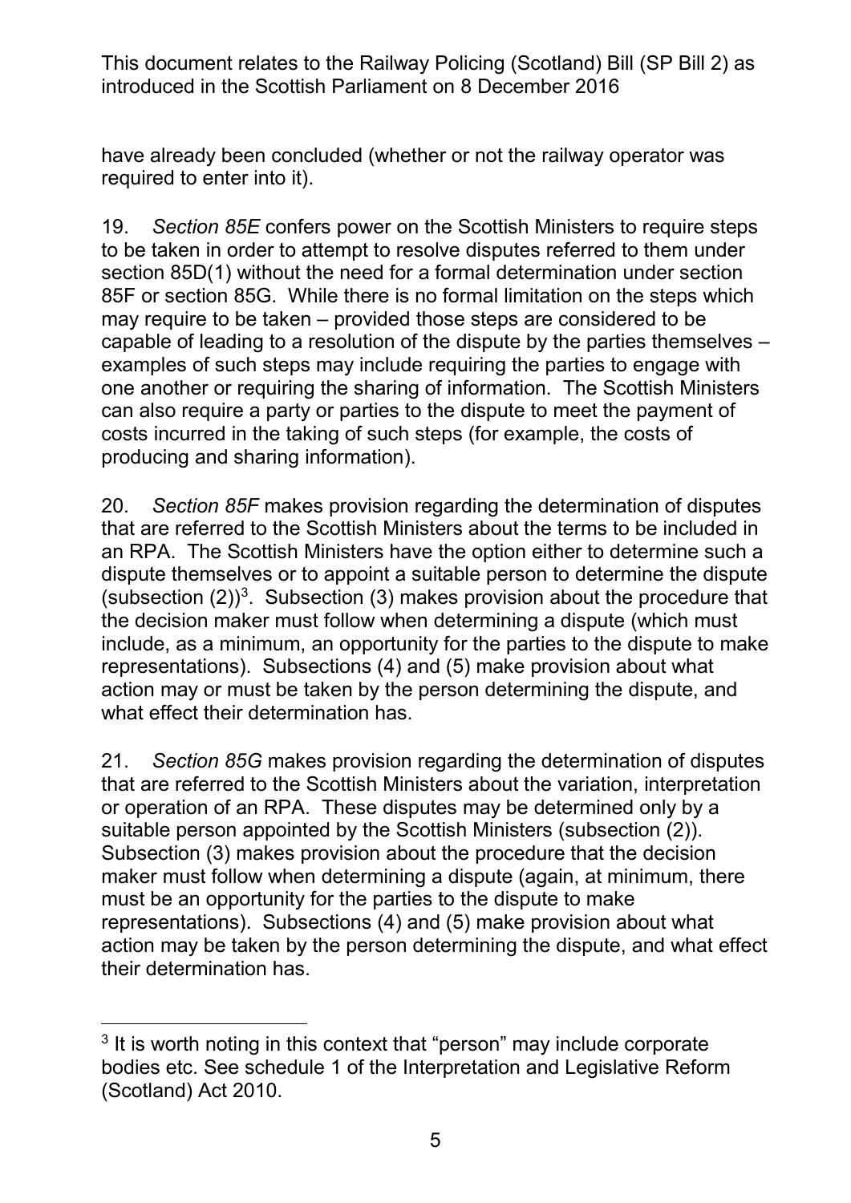have already been concluded (whether or not the railway operator was required to enter into it).

19. *Section 85E* confers power on the Scottish Ministers to require steps to be taken in order to attempt to resolve disputes referred to them under section 85D(1) without the need for a formal determination under section 85F or section 85G. While there is no formal limitation on the steps which may require to be taken – provided those steps are considered to be capable of leading to a resolution of the dispute by the parties themselves – examples of such steps may include requiring the parties to engage with one another or requiring the sharing of information. The Scottish Ministers can also require a party or parties to the dispute to meet the payment of costs incurred in the taking of such steps (for example, the costs of producing and sharing information).

20. *Section 85F* makes provision regarding the determination of disputes that are referred to the Scottish Ministers about the terms to be included in an RPA. The Scottish Ministers have the option either to determine such a dispute themselves or to appoint a suitable person to determine the dispute (subsection (2))[3]. Subsection (3) makes provision about the procedure that the decision maker must follow when determining a dispute (which must include, as a minimum, an opportunity for the parties to the dispute to make representations). Subsections (4) and (5) make provision about what action may or must be taken by the person determining the dispute, and what effect their determination has.

21. *Section 85G* makes provision regarding the determination of disputes that are referred to the Scottish Ministers about the variation, interpretation or operation of an RPA. These disputes may be determined only by a suitable person appointed by the Scottish Ministers (subsection (2)). Subsection (3) makes provision about the procedure that the decision maker must follow when determining a dispute (again, at minimum, there must be an opportunity for the parties to the dispute to make representations). Subsections (4) and (5) make provision about what action may be taken by the person determining the dispute, and what effect their determination has.

---

[3] It is worth noting in this context that "person" may include corporate bodies etc. See schedule 1 of the Interpretation and Legislative Reform (Scotland) Act 2010.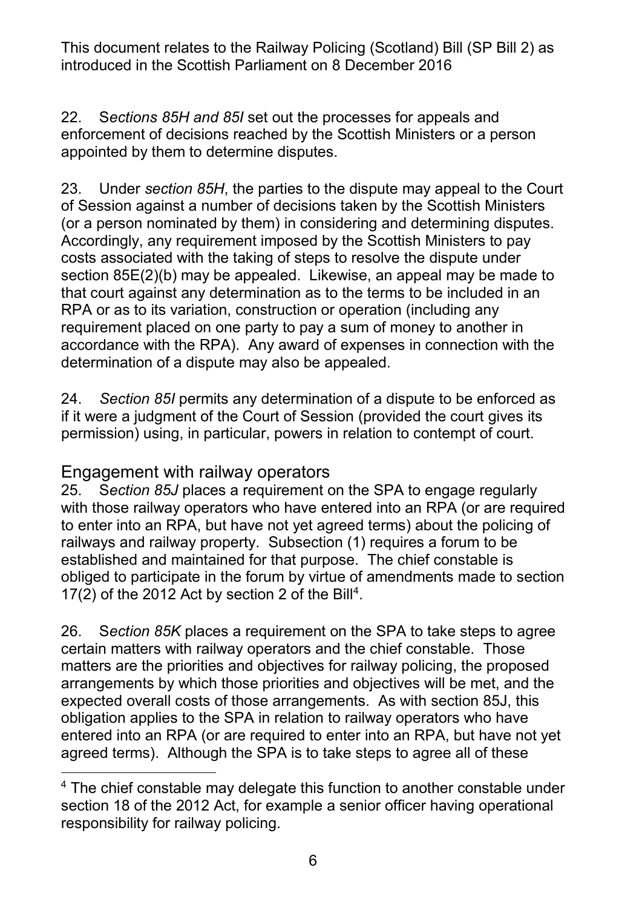22. S*ections 85H and 85I* set out the processes for appeals and enforcement of decisions reached by the Scottish Ministers or a person appointed by them to determine disputes.

23. Under *section 85H*, the parties to the dispute may appeal to the Court of Session against a number of decisions taken by the Scottish Ministers (or a person nominated by them) in considering and determining disputes. Accordingly, any requirement imposed by the Scottish Ministers to pay costs associated with the taking of steps to resolve the dispute under section 85E(2)(b) may be appealed. Likewise, an appeal may be made to that court against any determination as to the terms to be included in an RPA or as to its variation, construction or operation (including any requirement placed on one party to pay a sum of money to another in accordance with the RPA). Any award of expenses in connection with the determination of a dispute may also be appealed.

24. *Section 85I* permits any determination of a dispute to be enforced as if it were a judgment of the Court of Session (provided the court gives its permission) using, in particular, powers in relation to contempt of court.

## Engagement with railway operators

25. S*ection 85J* places a requirement on the SPA to engage regularly with those railway operators who have entered into an RPA (or are required to enter into an RPA, but have not yet agreed terms) about the policing of railways and railway property. Subsection (1) requires a forum to be established and maintained for that purpose. The chief constable is obliged to participate in the forum by virtue of amendments made to section 17(2) of the 2012 Act by section 2 of the Bill[4].

26. S*ection 85K* places a requirement on the SPA to take steps to agree certain matters with railway operators and the chief constable. Those matters are the priorities and objectives for railway policing, the proposed arrangements by which those priorities and objectives will be met, and the expected overall costs of those arrangements. As with section 85J, this obligation applies to the SPA in relation to railway operators who have entered into an RPA (or are required to enter into an RPA, but have not yet agreed terms). Although the SPA is to take steps to agree all of these

[4] The chief constable may delegate this function to another constable under section 18 of the 2012 Act, for example a senior officer having operational responsibility for railway policing.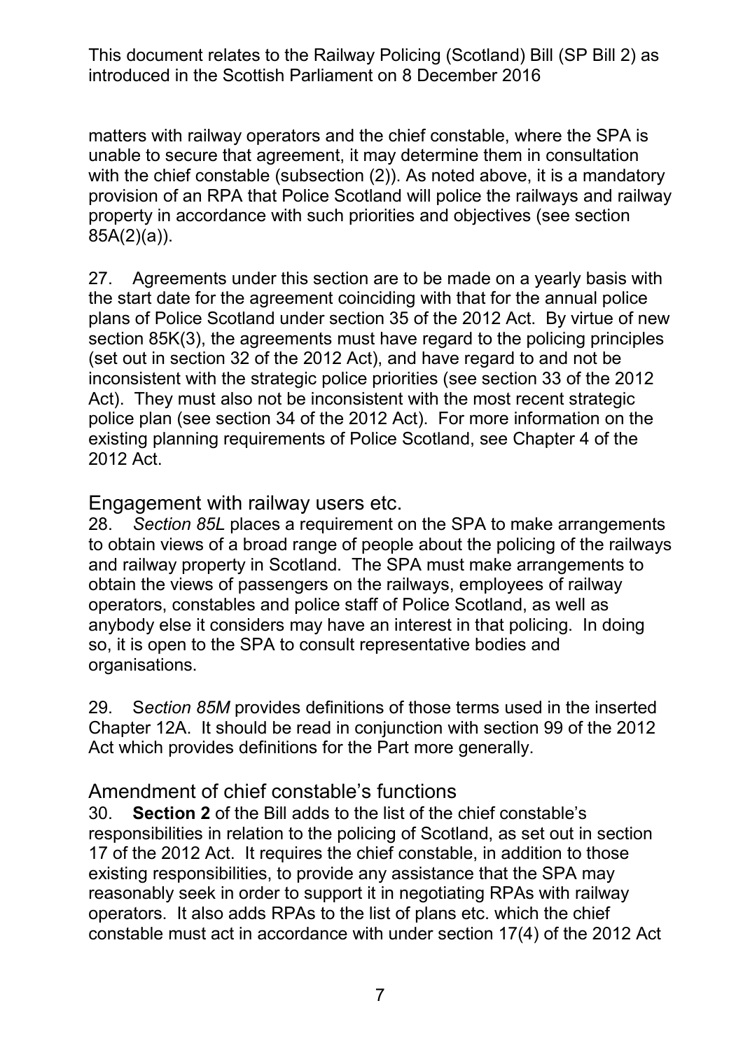matters with railway operators and the chief constable, where the SPA is unable to secure that agreement, it may determine them in consultation with the chief constable (subsection (2)). As noted above, it is a mandatory provision of an RPA that Police Scotland will police the railways and railway property in accordance with such priorities and objectives (see section 85A(2)(a)).

27. Agreements under this section are to be made on a yearly basis with the start date for the agreement coinciding with that for the annual police plans of Police Scotland under section 35 of the 2012 Act. By virtue of new section 85K(3), the agreements must have regard to the policing principles (set out in section 32 of the 2012 Act), and have regard to and not be inconsistent with the strategic police priorities (see section 33 of the 2012 Act). They must also not be inconsistent with the most recent strategic police plan (see section 34 of the 2012 Act). For more information on the existing planning requirements of Police Scotland, see Chapter 4 of the 2012 Act.

## Engagement with railway users etc.

28. *Section 85L* places a requirement on the SPA to make arrangements to obtain views of a broad range of people about the policing of the railways and railway property in Scotland. The SPA must make arrangements to obtain the views of passengers on the railways, employees of railway operators, constables and police staff of Police Scotland, as well as anybody else it considers may have an interest in that policing. In doing so, it is open to the SPA to consult representative bodies and organisations.

29. S*ection 85M* provides definitions of those terms used in the inserted Chapter 12A. It should be read in conjunction with section 99 of the 2012 Act which provides definitions for the Part more generally.

## Amendment of chief constable's functions

30. **Section 2** of the Bill adds to the list of the chief constable's responsibilities in relation to the policing of Scotland, as set out in section 17 of the 2012 Act. It requires the chief constable, in addition to those existing responsibilities, to provide any assistance that the SPA may reasonably seek in order to support it in negotiating RPAs with railway operators. It also adds RPAs to the list of plans etc. which the chief constable must act in accordance with under section 17(4) of the 2012 Act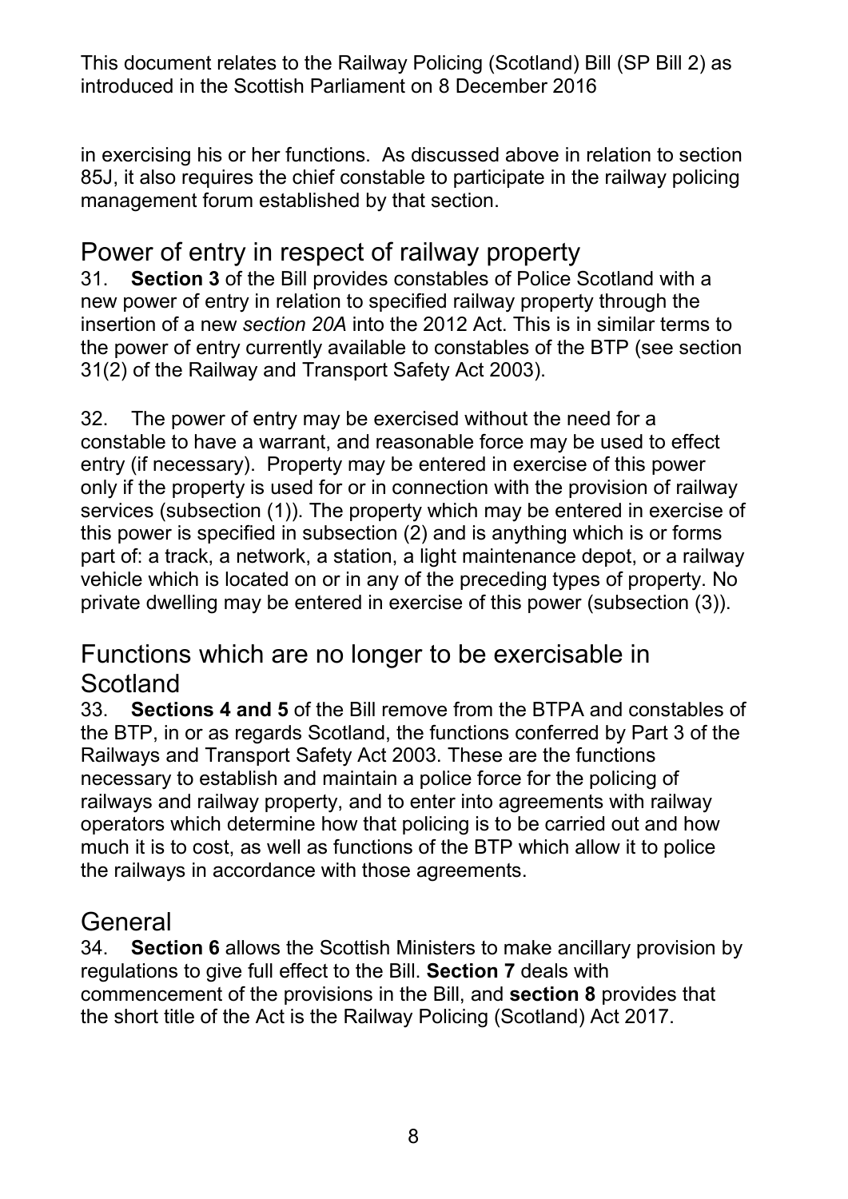in exercising his or her functions. As discussed above in relation to section 85J, it also requires the chief constable to participate in the railway policing management forum established by that section.

## Power of entry in respect of railway property

31. **Section 3** of the Bill provides constables of Police Scotland with a new power of entry in relation to specified railway property through the insertion of a new *section 20A* into the 2012 Act. This is in similar terms to the power of entry currently available to constables of the BTP (see section 31(2) of the Railway and Transport Safety Act 2003).

32. The power of entry may be exercised without the need for a constable to have a warrant, and reasonable force may be used to effect entry (if necessary). Property may be entered in exercise of this power only if the property is used for or in connection with the provision of railway services (subsection (1)). The property which may be entered in exercise of this power is specified in subsection (2) and is anything which is or forms part of: a track, a network, a station, a light maintenance depot, or a railway vehicle which is located on or in any of the preceding types of property. No private dwelling may be entered in exercise of this power (subsection (3)).

## Functions which are no longer to be exercisable in Scotland

33. **Sections 4 and 5** of the Bill remove from the BTPA and constables of the BTP, in or as regards Scotland, the functions conferred by Part 3 of the Railways and Transport Safety Act 2003. These are the functions necessary to establish and maintain a police force for the policing of railways and railway property, and to enter into agreements with railway operators which determine how that policing is to be carried out and how much it is to cost, as well as functions of the BTP which allow it to police the railways in accordance with those agreements.

## General

34. **Section 6** allows the Scottish Ministers to make ancillary provision by regulations to give full effect to the Bill. **Section 7** deals with commencement of the provisions in the Bill, and **section 8** provides that the short title of the Act is the Railway Policing (Scotland) Act 2017.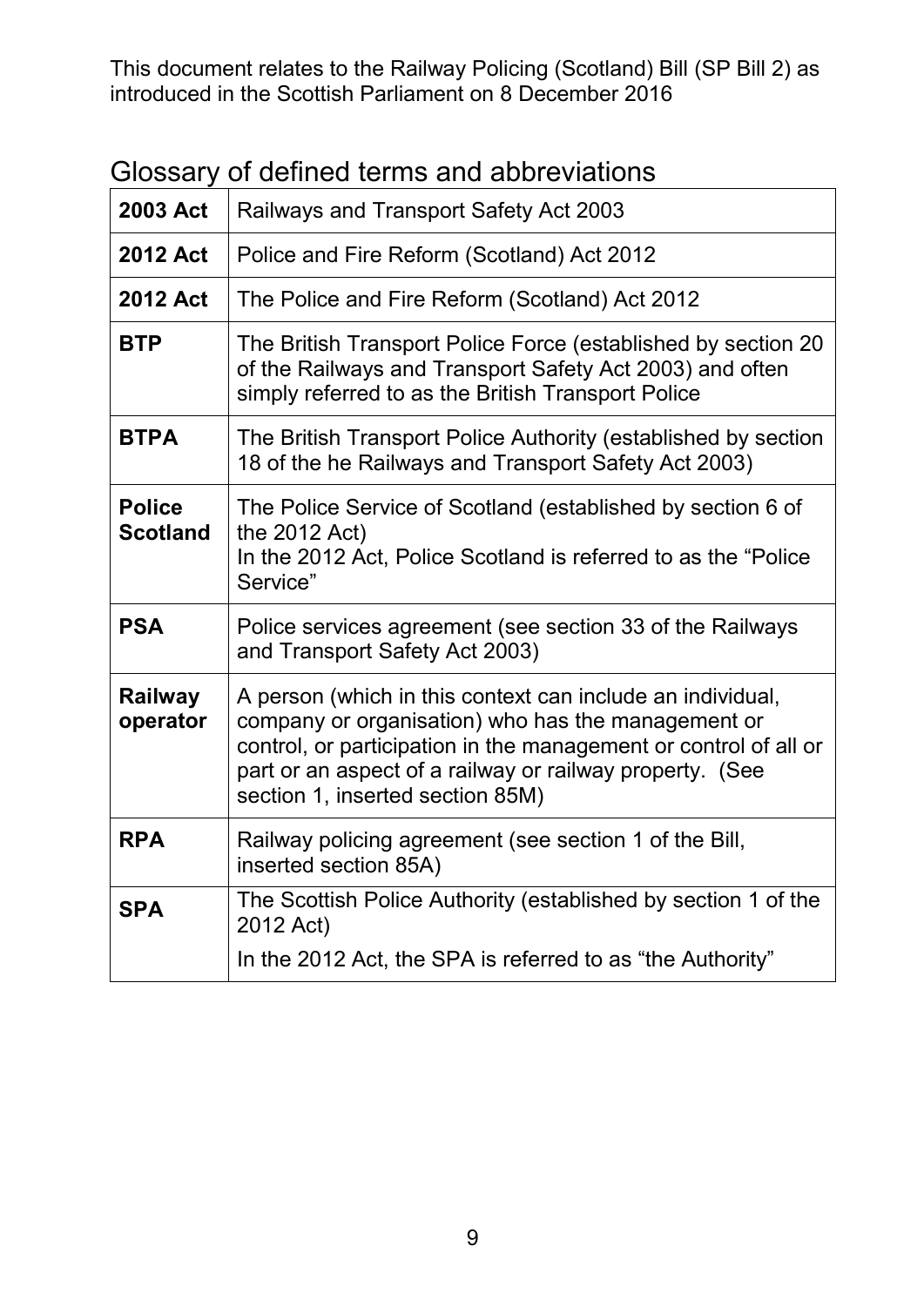This document relates to the Railway Policing (Scotland) Bill (SP Bill 2) as introduced in the Scottish Parliament on 8 December 2016

## Glossary of defined terms and abbreviations

| | |
|---|---|
| **2003 Act** | Railways and Transport Safety Act 2003 |
| **2012 Act** | Police and Fire Reform (Scotland) Act 2012 |
| **2012 Act** | The Police and Fire Reform (Scotland) Act 2012 |
| **BTP** | The British Transport Police Force (established by section 20 of the Railways and Transport Safety Act 2003) and often simply referred to as the British Transport Police |
| **BTPA** | The British Transport Police Authority (established by section 18 of the he Railways and Transport Safety Act 2003) |
| **Police Scotland** | The Police Service of Scotland (established by section 6 of the 2012 Act) In the 2012 Act, Police Scotland is referred to as the "Police Service" |
| **PSA** | Police services agreement (see section 33 of the Railways and Transport Safety Act 2003) |
| **Railway operator** | A person (which in this context can include an individual, company or organisation) who has the management or control, or participation in the management or control of all or part or an aspect of a railway or railway property. (See section 1, inserted section 85M) |
| **RPA** | Railway policing agreement (see section 1 of the Bill, inserted section 85A) |
| **SPA** | The Scottish Police Authority (established by section 1 of the 2012 Act) In the 2012 Act, the SPA is referred to as "the Authority" |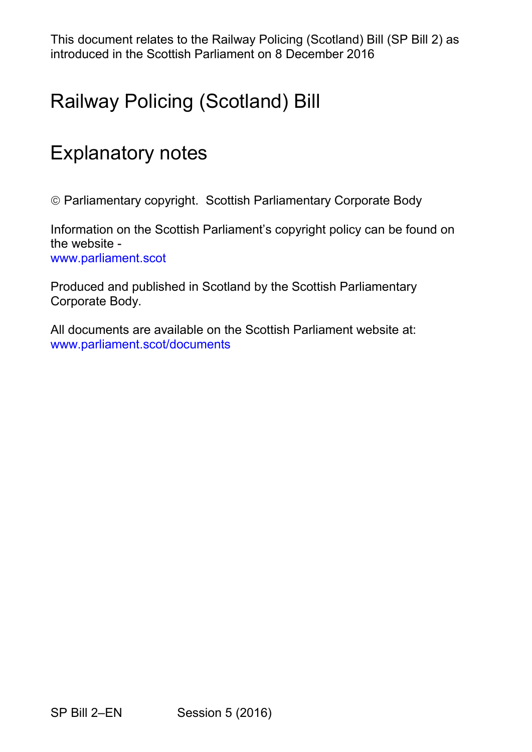This document relates to the Railway Policing (Scotland) Bill (SP Bill 2) as introduced in the Scottish Parliament on 8 December 2016

# Railway Policing (Scotland) Bill

# Explanatory notes

© Parliamentary copyright. Scottish Parliamentary Corporate Body

Information on the Scottish Parliament's copyright policy can be found on the website - www.parliament.scot

Produced and published in Scotland by the Scottish Parliamentary Corporate Body.

All documents are available on the Scottish Parliament website at: www.parliament.scot/documents

SP Bill 2–EN Session 5 (2016)